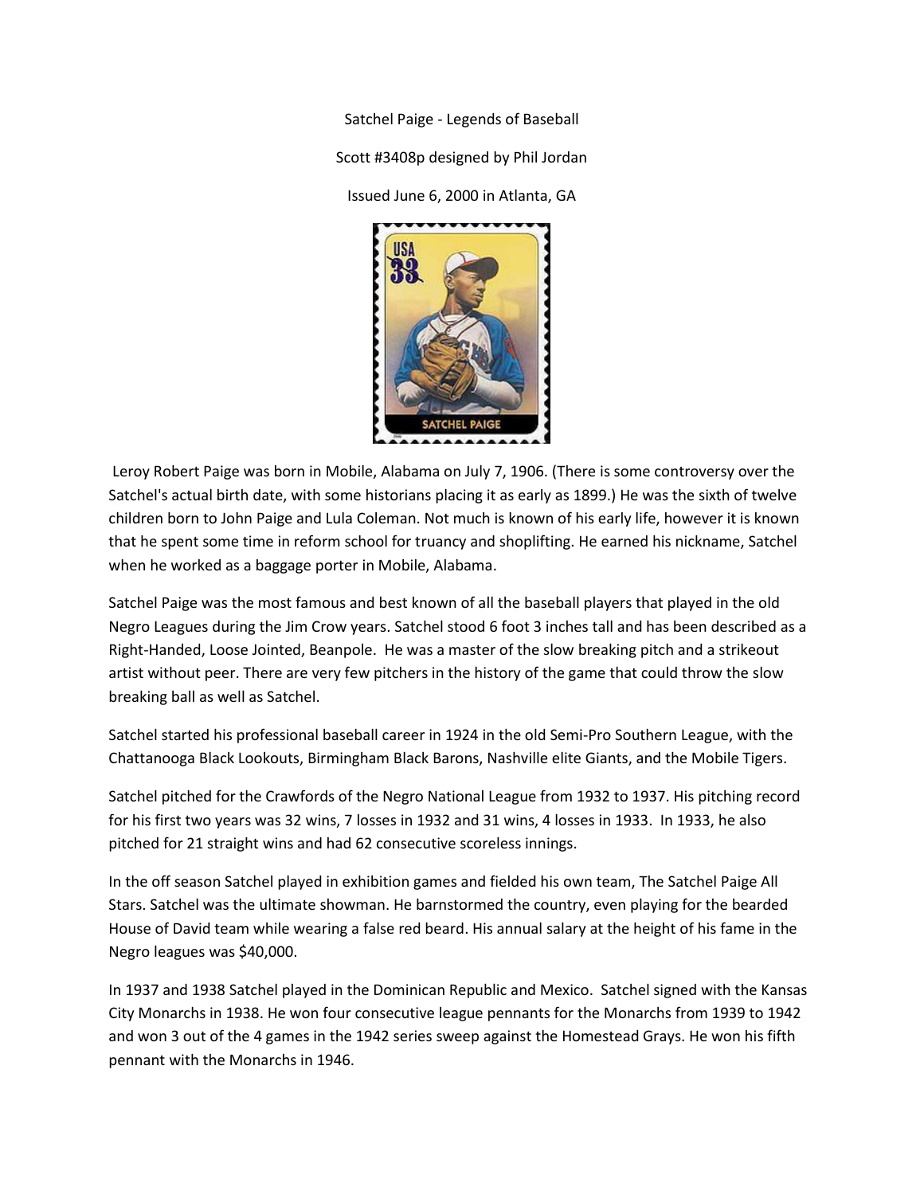Satchel Paige - Legends of Baseball

Scott #3408p designed by Phil Jordan

Issued June 6, 2000 in Atlanta, GA

Leroy Robert Paige was born in Mobile, Alabama on July 7, 1906. (There is some controversy over the Satchel's actual birth date, with some historians placing it as early as 1899.) He was the sixth of twelve children born to John Paige and Lula Coleman. Not much is known of his early life, however it is known that he spent some time in reform school for truancy and shoplifting. He earned his nickname, Satchel when he worked as a baggage porter in Mobile, Alabama.

Satchel Paige was the most famous and best known of all the baseball players that played in the old Negro Leagues during the Jim Crow years. Satchel stood 6 foot 3 inches tall and has been described as a Right-Handed, Loose Jointed, Beanpole. He was a master of the slow breaking pitch and a strikeout artist without peer. There are very few pitchers in the history of the game that could throw the slow breaking ball as well as Satchel.

Satchel started his professional baseball career in 1924 in the old Semi-Pro Southern League, with the Chattanooga Black Lookouts, Birmingham Black Barons, Nashville elite Giants, and the Mobile Tigers.

Satchel pitched for the Crawfords of the Negro National League from 1932 to 1937. His pitching record for his first two years was 32 wins, 7 losses in 1932 and 31 wins, 4 losses in 1933. In 1933, he also pitched for 21 straight wins and had 62 consecutive scoreless innings.

In the off season Satchel played in exhibition games and fielded his own team, The Satchel Paige All Stars. Satchel was the ultimate showman. He barnstormed the country, even playing for the bearded House of David team while wearing a false red beard. His annual salary at the height of his fame in the Negro leagues was $40,000.

In 1937 and 1938 Satchel played in the Dominican Republic and Mexico. Satchel signed with the Kansas City Monarchs in 1938. He won four consecutive league pennants for the Monarchs from 1939 to 1942 and won 3 out of the 4 games in the 1942 series sweep against the Homestead Grays. He won his fifth pennant with the Monarchs in 1946.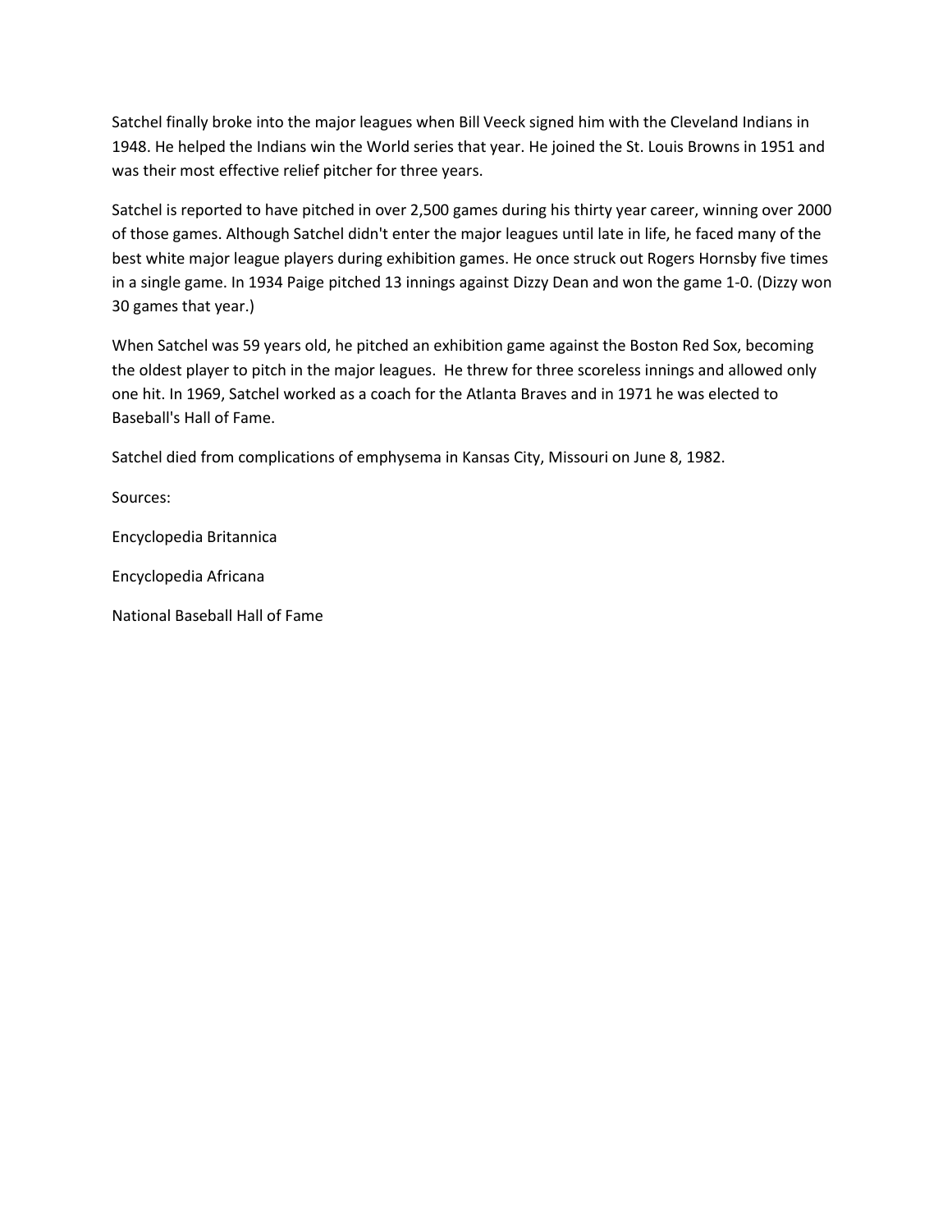Satchel finally broke into the major leagues when Bill Veeck signed him with the Cleveland Indians in 1948. He helped the Indians win the World series that year. He joined the St. Louis Browns in 1951 and was their most effective relief pitcher for three years.

Satchel is reported to have pitched in over 2,500 games during his thirty year career, winning over 2000 of those games. Although Satchel didn't enter the major leagues until late in life, he faced many of the best white major league players during exhibition games. He once struck out Rogers Hornsby five times in a single game. In 1934 Paige pitched 13 innings against Dizzy Dean and won the game 1-0. (Dizzy won 30 games that year.)

When Satchel was 59 years old, he pitched an exhibition game against the Boston Red Sox, becoming the oldest player to pitch in the major leagues.  He threw for three scoreless innings and allowed only one hit. In 1969, Satchel worked as a coach for the Atlanta Braves and in 1971 he was elected to Baseball's Hall of Fame.

Satchel died from complications of emphysema in Kansas City, Missouri on June 8, 1982.

Sources:

Encyclopedia Britannica

Encyclopedia Africana

National Baseball Hall of Fame